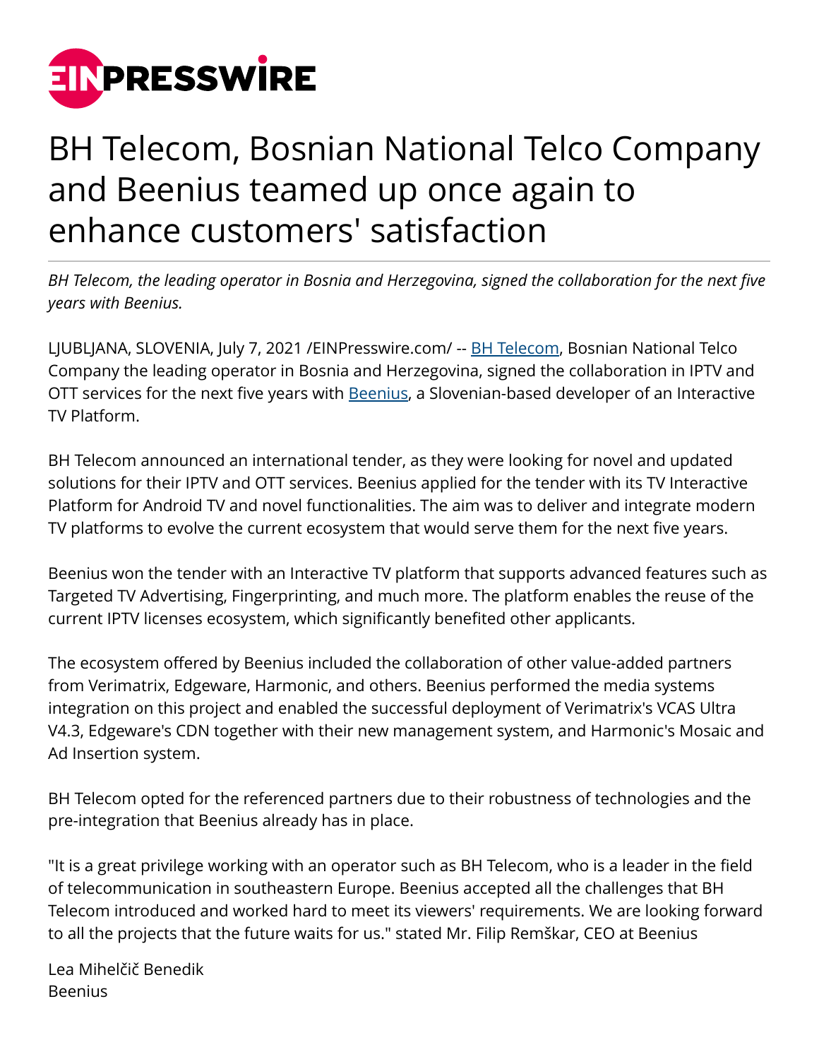# BH Telecom, Bosnian National Telco Company and Beenius teamed up once again to enhance customers' satisfaction

*BH Telecom, the leading operator in Bosnia and Herzegovina, signed the collaboration for the next five years with Beenius.*

LJUBLJANA, SLOVENIA, July 7, 2021 /EINPresswire.com/ -- BH Telecom, Bosnian National Telco Company the leading operator in Bosnia and Herzegovina, signed the collaboration in IPTV and OTT services for the next five years with Beenius, a Slovenian-based developer of an Interactive TV Platform.

BH Telecom announced an international tender, as they were looking for novel and updated solutions for their IPTV and OTT services. Beenius applied for the tender with its TV Interactive Platform for Android TV and novel functionalities. The aim was to deliver and integrate modern TV platforms to evolve the current ecosystem that would serve them for the next five years.

Beenius won the tender with an Interactive TV platform that supports advanced features such as Targeted TV Advertising, Fingerprinting, and much more. The platform enables the reuse of the current IPTV licenses ecosystem, which significantly benefited other applicants.

The ecosystem offered by Beenius included the collaboration of other value-added partners from Verimatrix, Edgeware, Harmonic, and others. Beenius performed the media systems integration on this project and enabled the successful deployment of Verimatrix's VCAS Ultra V4.3, Edgeware's CDN together with their new management system, and Harmonic's Mosaic and Ad Insertion system.

BH Telecom opted for the referenced partners due to their robustness of technologies and the pre-integration that Beenius already has in place.

"It is a great privilege working with an operator such as BH Telecom, who is a leader in the field of telecommunication in southeastern Europe. Beenius accepted all the challenges that BH Telecom introduced and worked hard to meet its viewers' requirements. We are looking forward to all the projects that the future waits for us." stated Mr. Filip Remškar, CEO at Beenius

Lea Mihelčič Benedik
Beenius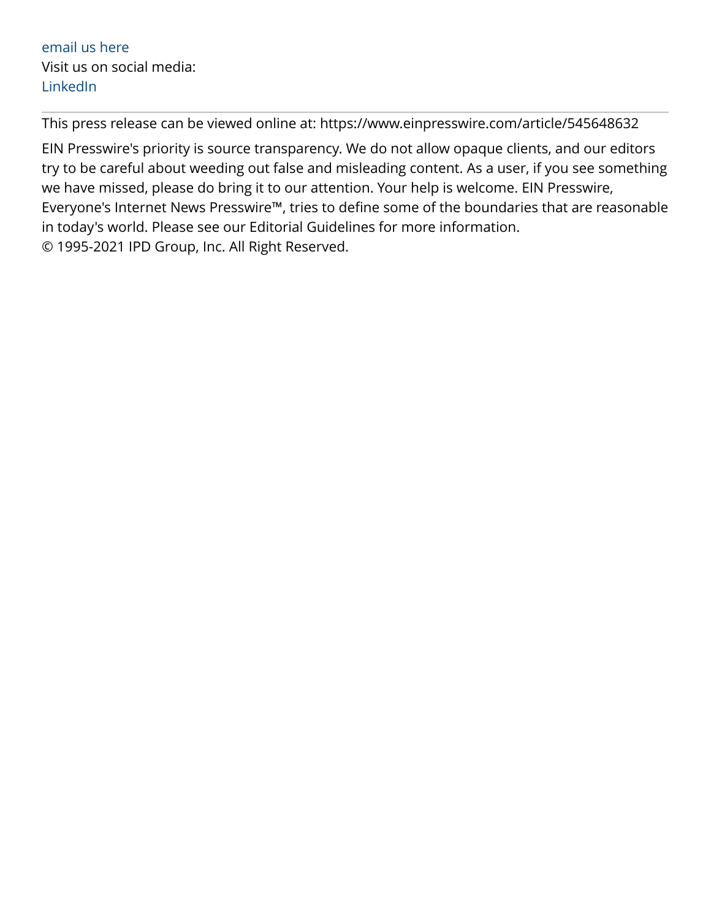email us here
Visit us on social media:
LinkedIn

---

This press release can be viewed online at: https://www.einpresswire.com/article/545648632

EIN Presswire's priority is source transparency. We do not allow opaque clients, and our editors try to be careful about weeding out false and misleading content. As a user, if you see something we have missed, please do bring it to our attention. Your help is welcome. EIN Presswire, Everyone's Internet News Presswire™, tries to define some of the boundaries that are reasonable in today's world. Please see our Editorial Guidelines for more information.
© 1995-2021 IPD Group, Inc. All Right Reserved.